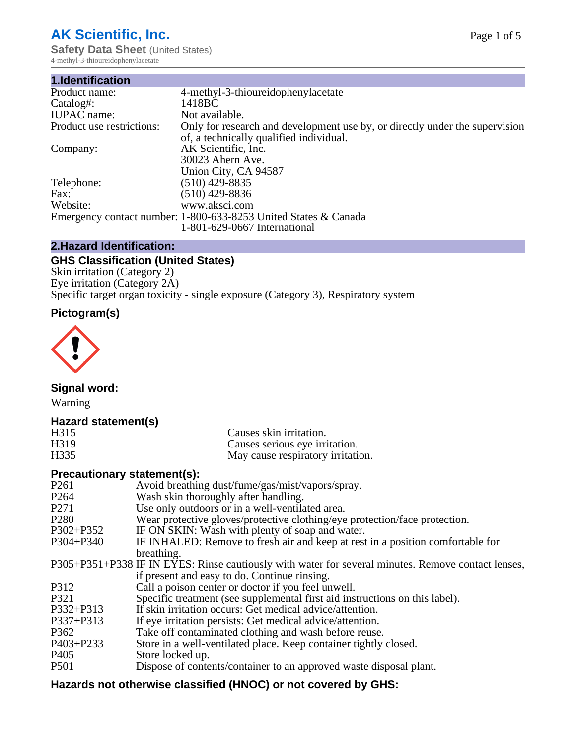# AK Scientific, Inc.

**Safety Data Sheet** (United States)

4-methyl-3-thioureidophenylacetate

## 1.Identification

| | |
|---|---|
| Product name: | 4-methyl-3-thioureidophenylacetate |
| Catalog#: | 1418BC |
| IUPAC name: | Not available. |
| Product use restrictions: | Only for research and development use by, or directly under the supervision of, a technically qualified individual. |
| Company: | AK Scientific, Inc.<br>30023 Ahern Ave.<br>Union City, CA 94587 |
| Telephone: | (510) 429-8835 |
| Fax: | (510) 429-8836 |
| Website: | www.aksci.com |
| Emergency contact number: | 1-800-633-8253 United States & Canada<br>1-801-629-0667 International |

## 2.Hazard Identification:

### GHS Classification (United States)

Skin irritation (Category 2)
Eye irritation (Category 2A)
Specific target organ toxicity - single exposure (Category 3), Respiratory system

### Pictogram(s)

### Signal word:

Warning

### Hazard statement(s)

| | |
|---|---|
| H315 | Causes skin irritation. |
| H319 | Causes serious eye irritation. |
| H335 | May cause respiratory irritation. |

### Precautionary statement(s):

| | |
|---|---|
| P261 | Avoid breathing dust/fume/gas/mist/vapors/spray. |
| P264 | Wash skin thoroughly after handling. |
| P271 | Use only outdoors or in a well-ventilated area. |
| P280 | Wear protective gloves/protective clothing/eye protection/face protection. |
| P302+P352 | IF ON SKIN: Wash with plenty of soap and water. |
| P304+P340 | IF INHALED: Remove to fresh air and keep at rest in a position comfortable for breathing. |
| P305+P351+P338 | IF IN EYES: Rinse cautiously with water for several minutes. Remove contact lenses, if present and easy to do. Continue rinsing. |
| P312 | Call a poison center or doctor if you feel unwell. |
| P321 | Specific treatment (see supplemental first aid instructions on this label). |
| P332+P313 | If skin irritation occurs: Get medical advice/attention. |
| P337+P313 | If eye irritation persists: Get medical advice/attention. |
| P362 | Take off contaminated clothing and wash before reuse. |
| P403+P233 | Store in a well-ventilated place. Keep container tightly closed. |
| P405 | Store locked up. |
| P501 | Dispose of contents/container to an approved waste disposal plant. |

### Hazards not otherwise classified (HNOC) or not covered by GHS: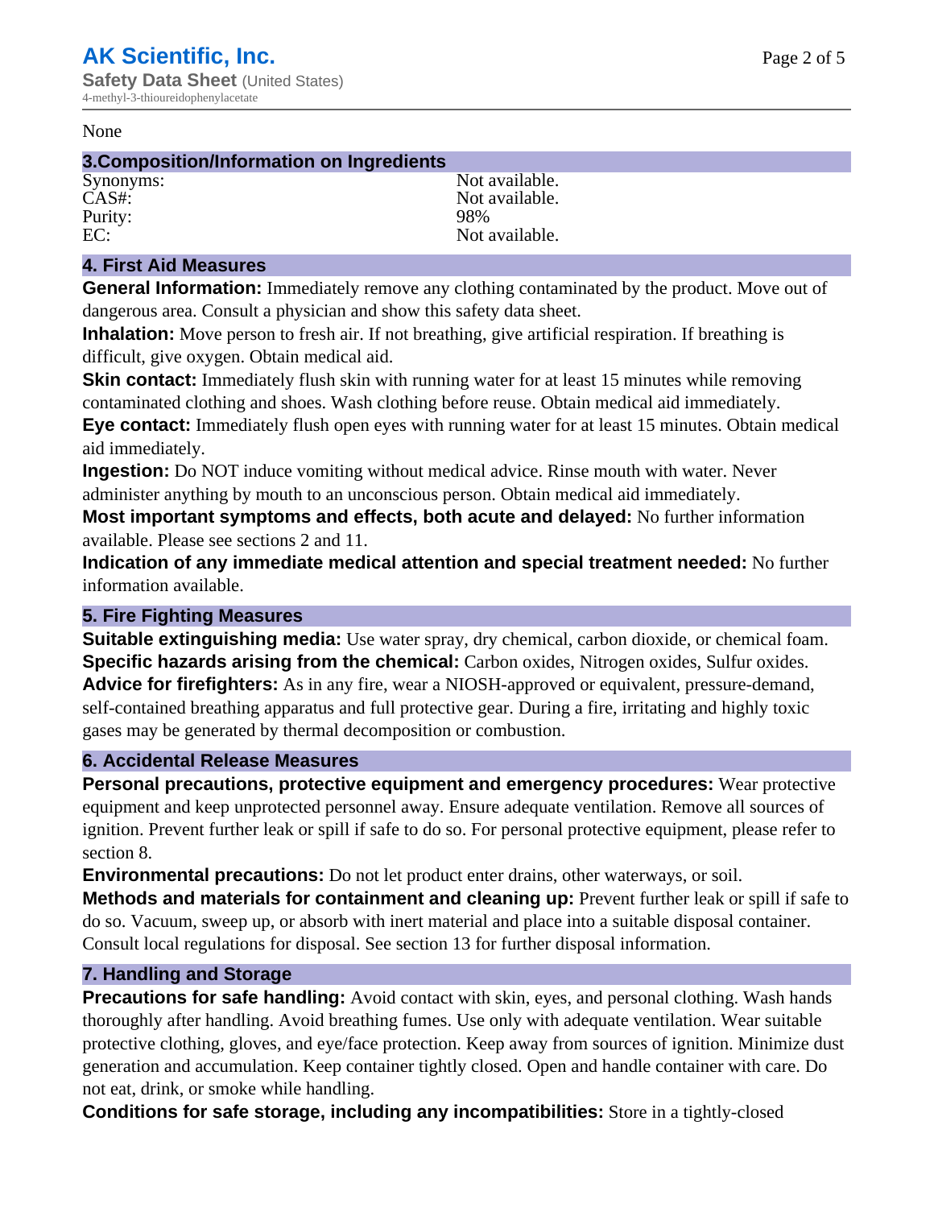None

## 3.Composition/Information on Ingredients

| | |
|---|---|
| Synonyms: | Not available. |
| CAS#: | Not available. |
| Purity: | 98% |
| EC: | Not available. |

## 4. First Aid Measures

**General Information:** Immediately remove any clothing contaminated by the product. Move out of dangerous area. Consult a physician and show this safety data sheet.

**Inhalation:** Move person to fresh air. If not breathing, give artificial respiration. If breathing is difficult, give oxygen. Obtain medical aid.

**Skin contact:** Immediately flush skin with running water for at least 15 minutes while removing contaminated clothing and shoes. Wash clothing before reuse. Obtain medical aid immediately.

**Eye contact:** Immediately flush open eyes with running water for at least 15 minutes. Obtain medical aid immediately.

**Ingestion:** Do NOT induce vomiting without medical advice. Rinse mouth with water. Never administer anything by mouth to an unconscious person. Obtain medical aid immediately.

**Most important symptoms and effects, both acute and delayed:** No further information available. Please see sections 2 and 11.

**Indication of any immediate medical attention and special treatment needed:** No further information available.

## 5. Fire Fighting Measures

**Suitable extinguishing media:** Use water spray, dry chemical, carbon dioxide, or chemical foam.

**Specific hazards arising from the chemical:** Carbon oxides, Nitrogen oxides, Sulfur oxides.

**Advice for firefighters:** As in any fire, wear a NIOSH-approved or equivalent, pressure-demand, self-contained breathing apparatus and full protective gear. During a fire, irritating and highly toxic gases may be generated by thermal decomposition or combustion.

## 6. Accidental Release Measures

**Personal precautions, protective equipment and emergency procedures:** Wear protective equipment and keep unprotected personnel away. Ensure adequate ventilation. Remove all sources of ignition. Prevent further leak or spill if safe to do so. For personal protective equipment, please refer to section 8.

**Environmental precautions:** Do not let product enter drains, other waterways, or soil.

**Methods and materials for containment and cleaning up:** Prevent further leak or spill if safe to do so. Vacuum, sweep up, or absorb with inert material and place into a suitable disposal container. Consult local regulations for disposal. See section 13 for further disposal information.

## 7. Handling and Storage

**Precautions for safe handling:** Avoid contact with skin, eyes, and personal clothing. Wash hands thoroughly after handling. Avoid breathing fumes. Use only with adequate ventilation. Wear suitable protective clothing, gloves, and eye/face protection. Keep away from sources of ignition. Minimize dust generation and accumulation. Keep container tightly closed. Open and handle container with care. Do not eat, drink, or smoke while handling.

**Conditions for safe storage, including any incompatibilities:** Store in a tightly-closed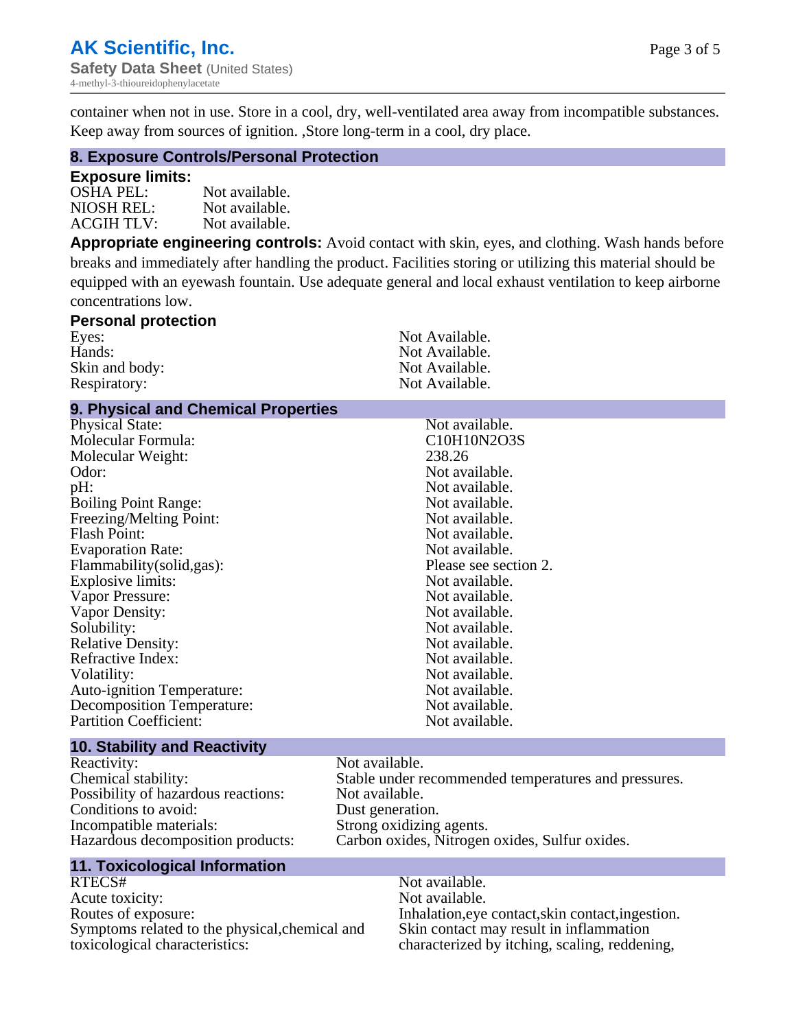container when not in use. Store in a cool, dry, well-ventilated area away from incompatible substances. Keep away from sources of ignition. ,Store long-term in a cool, dry place.

## 8. Exposure Controls/Personal Protection

**Exposure limits:**

| | |
|---|---|
| OSHA PEL: | Not available. |
| NIOSH REL: | Not available. |
| ACGIH TLV: | Not available. |

**Appropriate engineering controls:** Avoid contact with skin, eyes, and clothing. Wash hands before breaks and immediately after handling the product. Facilities storing or utilizing this material should be equipped with an eyewash fountain. Use adequate general and local exhaust ventilation to keep airborne concentrations low.

**Personal protection**

| | |
|---|---|
| Eyes: | Not Available. |
| Hands: | Not Available. |
| Skin and body: | Not Available. |
| Respiratory: | Not Available. |

## 9. Physical and Chemical Properties

| | |
|---|---|
| Physical State: | Not available. |
| Molecular Formula: | C10H10N2O3S |
| Molecular Weight: | 238.26 |
| Odor: | Not available. |
| pH: | Not available. |
| Boiling Point Range: | Not available. |
| Freezing/Melting Point: | Not available. |
| Flash Point: | Not available. |
| Evaporation Rate: | Not available. |
| Flammability(solid,gas): | Please see section 2. |
| Explosive limits: | Not available. |
| Vapor Pressure: | Not available. |
| Vapor Density: | Not available. |
| Solubility: | Not available. |
| Relative Density: | Not available. |
| Refractive Index: | Not available. |
| Volatility: | Not available. |
| Auto-ignition Temperature: | Not available. |
| Decomposition Temperature: | Not available. |
| Partition Coefficient: | Not available. |

## 10. Stability and Reactivity

| | |
|---|---|
| Reactivity: | Not available. |
| Chemical stability: | Stable under recommended temperatures and pressures. |
| Possibility of hazardous reactions: | Not available. |
| Conditions to avoid: | Dust generation. |
| Incompatible materials: | Strong oxidizing agents. |
| Hazardous decomposition products: | Carbon oxides, Nitrogen oxides, Sulfur oxides. |

## 11. Toxicological Information

| | |
|---|---|
| RTECS# | Not available. |
| Acute toxicity: | Not available. |
| Routes of exposure: | Inhalation,eye contact,skin contact,ingestion. |
| Symptoms related to the physical,chemical and toxicological characteristics: | Skin contact may result in inflammation characterized by itching, scaling, reddening, |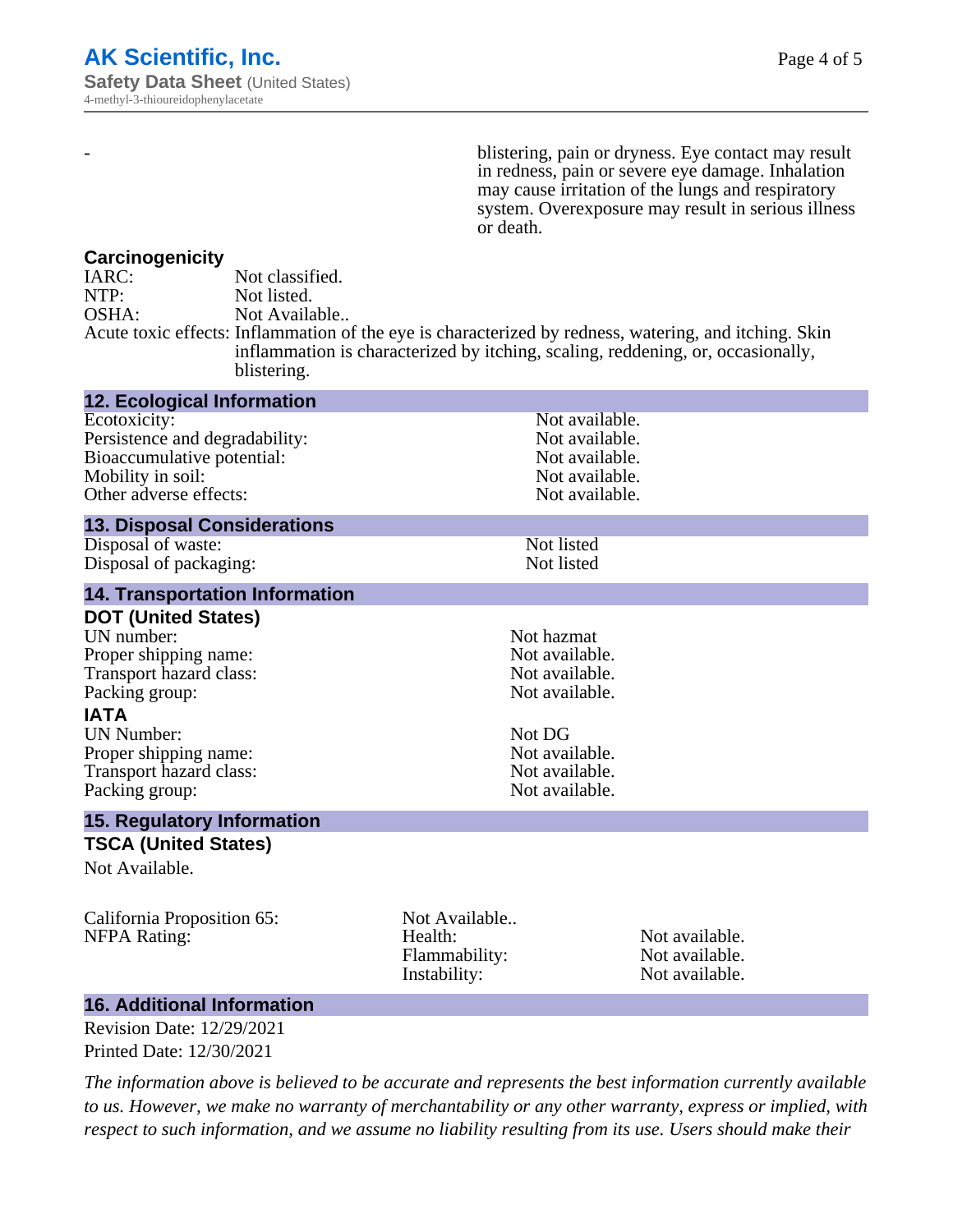- | blistering, pain or dryness. Eye contact may result in redness, pain or severe eye damage. Inhalation may cause irritation of the lungs and respiratory system. Overexposure may result in serious illness or death.

### Carcinogenicity

IARC: Not classified.
NTP: Not listed.
OSHA: Not Available..
Acute toxic effects: Inflammation of the eye is characterized by redness, watering, and itching. Skin inflammation is characterized by itching, scaling, reddening, or, occasionally, blistering.

## 12. Ecological Information

| | |
|---|---|
| Ecotoxicity: | Not available. |
| Persistence and degradability: | Not available. |
| Bioaccumulative potential: | Not available. |
| Mobility in soil: | Not available. |
| Other adverse effects: | Not available. |

## 13. Disposal Considerations

| | |
|---|---|
| Disposal of waste: | Not listed |
| Disposal of packaging: | Not listed |

## 14. Transportation Information

### DOT (United States)

| | |
|---|---|
| UN number: | Not hazmat |
| Proper shipping name: | Not available. |
| Transport hazard class: | Not available. |
| Packing group: | Not available. |

### IATA

| | |
|---|---|
| UN Number: | Not DG |
| Proper shipping name: | Not available. |
| Transport hazard class: | Not available. |
| Packing group: | Not available. |

## 15. Regulatory Information

### TSCA (United States)

Not Available.

| | | |
|---|---|---|
| California Proposition 65: | Not Available.. | |
| NFPA Rating: | Health: | Not available. |
| | Flammability: | Not available. |
| | Instability: | Not available. |

## 16. Additional Information

Revision Date: 12/29/2021
Printed Date: 12/30/2021

*The information above is believed to be accurate and represents the best information currently available to us. However, we make no warranty of merchantability or any other warranty, express or implied, with respect to such information, and we assume no liability resulting from its use. Users should make their*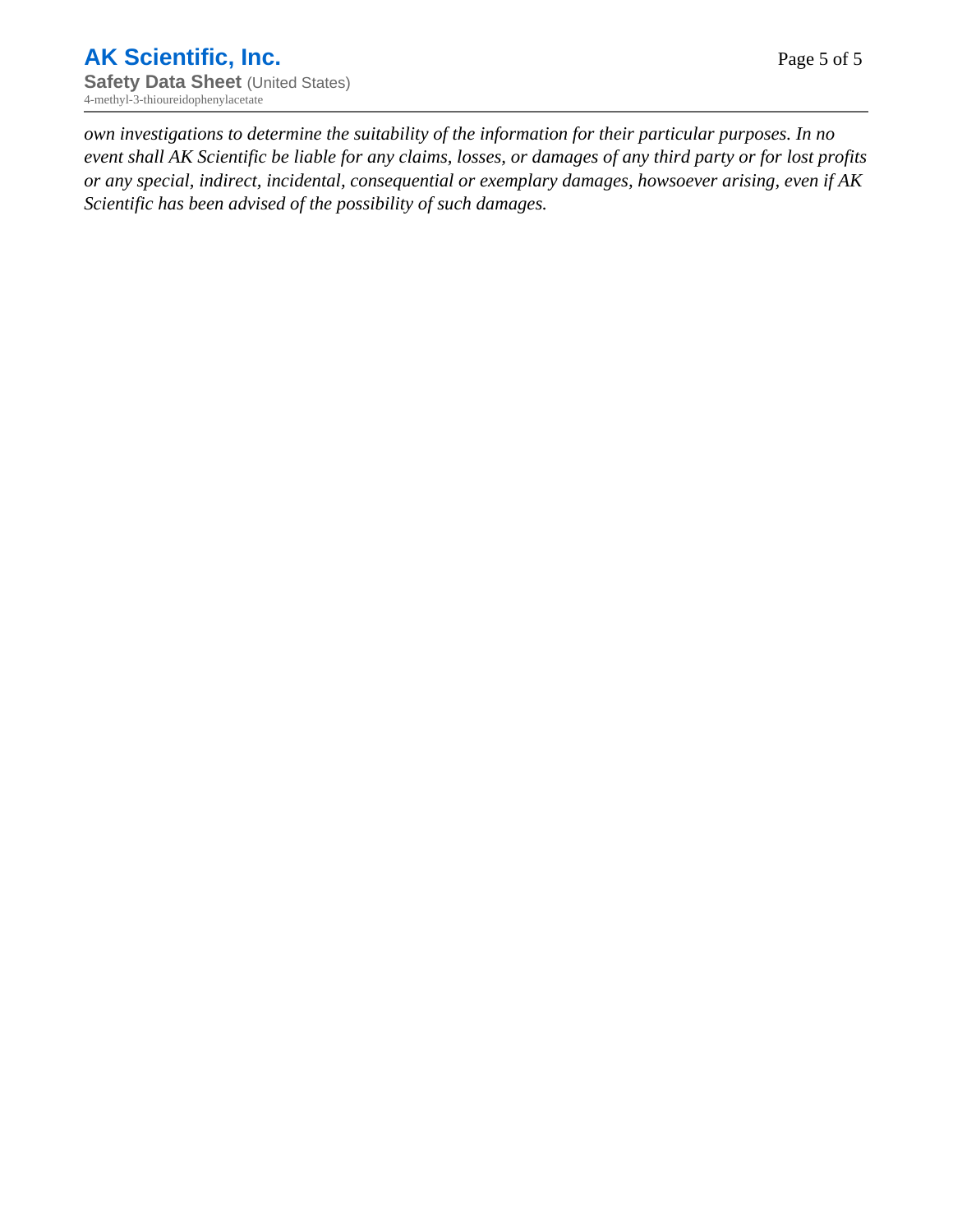*own investigations to determine the suitability of the information for their particular purposes. In no event shall AK Scientific be liable for any claims, losses, or damages of any third party or for lost profits or any special, indirect, incidental, consequential or exemplary damages, howsoever arising, even if AK Scientific has been advised of the possibility of such damages.*